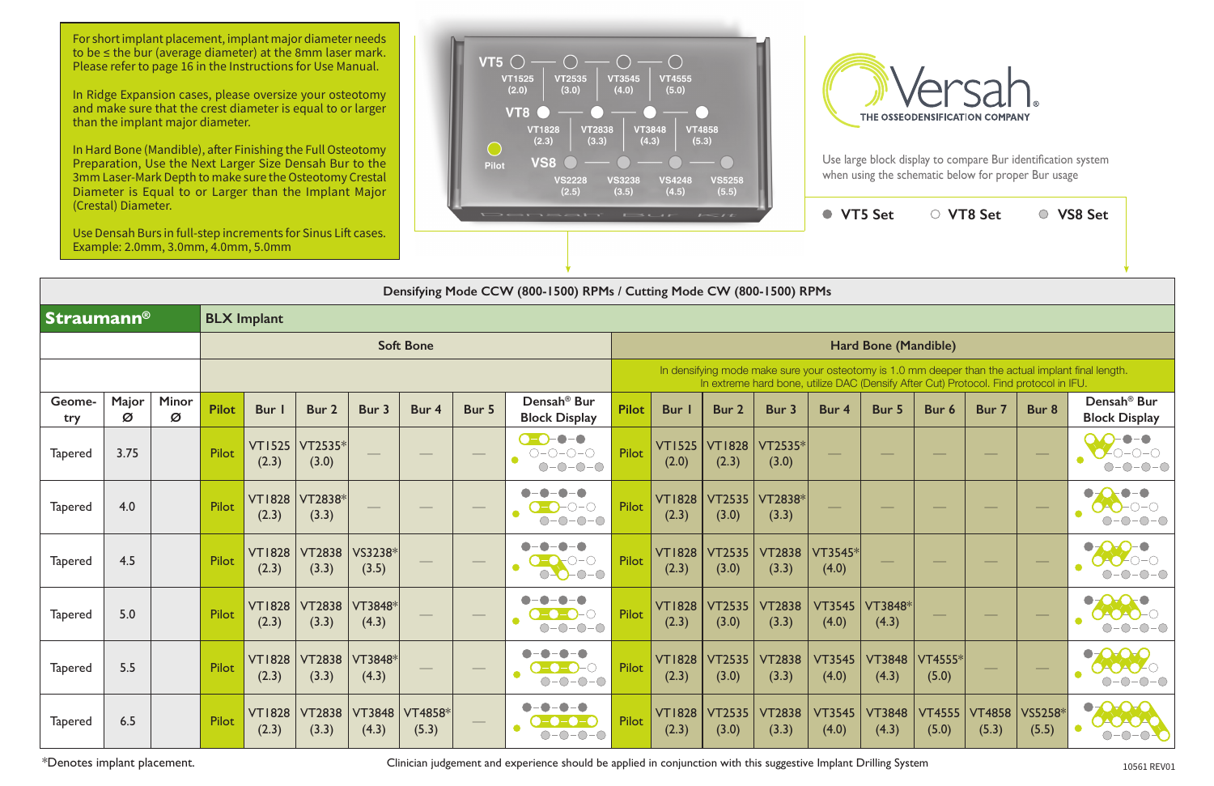For short implant placement, implant major diameter needs to be ≤ the bur (average diameter) at the 8mm laser mark. Please refer to page 16 in the Instructions for Use Manual.

In Ridge Expansion cases, please oversize your osteotomy and make sure that the crest diameter is equal to or larger than the implant major diameter.

In Hard Bone (Mandible), after Finishing the Full Osteotomy Preparation, Use the Next Larger Size Densah Bur to the 3mm Laser-Mark Depth to make sure the Osteotomy Crestal Diameter is Equal to or Larger than the Implant Major (Crestal) Diameter.

Use Densah Burs in full-step increments for Sinus Lift cases. Example: 2.0mm, 3.0mm, 4.0mm, 5.0mm

**VT5:** VT1525 (2.0), VT2535 (3.0), VT3545 (4.0), VT4555 (5.0)

**VT8:** VT1828 (2.3), VT2838 (3.3), VT3848 (4.3), VT4858 (5.3)

**VS8:** VS2228 (2.5), VS3238 (3.5), VS4248 (4.5), VS5258 (5.5)

Pilot

Densah Bur Kit

# Versah

THE OSSEODENSIFICATION COMPANY

Use large block display to compare Bur identification system when using the schematic below for proper Bur usage

● VT5 Set ○ VT8 Set ◎ VS8 Set

## Densifying Mode CCW (800-1500) RPMs / Cutting Mode CW (800-1500) RPMs

**Straumann®** — BLX Implant

| Geometry | Major Ø | Minor Ø | Soft Bone: Pilot | Bur 1 | Bur 2 | Bur 3 | Bur 4 | Bur 5 | Densah® Bur Block Display | Hard Bone (Mandible): Pilot | Bur 1 | Bur 2 | Bur 3 | Bur 4 | Bur 5 | Bur 6 | Bur 7 | Bur 8 | Densah® Bur Block Display |
|---|---|---|---|---|---|---|---|---|---|---|---|---|---|---|---|---|---|---|---|
| | | | | | | | | | | In densifying mode make sure your osteotomy is 1.0 mm deeper than the actual implant final length. In extreme hard bone, utilize DAC (Densify After Cut) Protocol. Find protocol in IFU. | | | | | | | | | |
| Tapered | 3.75 | | Pilot | VT1525 (2.3) | VT2535* (3.0) | — | — | — | | Pilot | VT1525 (2.0) | VT1828 (2.3) | VT2535* (3.0) | — | — | — | — | — | |
| Tapered | 4.0 | | Pilot | VT1828 (2.3) | VT2838* (3.3) | — | — | — | | Pilot | VT1828 (2.3) | VT2535 (3.0) | VT2838* (3.3) | — | — | — | — | — | |
| Tapered | 4.5 | | Pilot | VT1828 (2.3) | VT2838 (3.3) | VS3238* (3.5) | — | — | | Pilot | VT1828 (2.3) | VT2535 (3.0) | VT2838 (3.3) | VT3545* (4.0) | — | — | — | — | |
| Tapered | 5.0 | | Pilot | VT1828 (2.3) | VT2838 (3.3) | VT3848* (4.3) | — | — | | Pilot | VT1828 (2.3) | VT2535 (3.0) | VT2838 (3.3) | VT3545 (4.0) | VT3848* (4.3) | — | — | — | |
| Tapered | 5.5 | | Pilot | VT1828 (2.3) | VT2838 (3.3) | VT3848* (4.3) | — | — | | Pilot | VT1828 (2.3) | VT2535 (3.0) | VT2838 (3.3) | VT3545 (4.0) | VT3848 (4.3) | VT4555* (5.0) | — | — | |
| Tapered | 6.5 | | Pilot | VT1828 (2.3) | VT2838 (3.3) | VT3848 (4.3) | VT4858* (5.3) | — | | Pilot | VT1828 (2.3) | VT2535 (3.0) | VT2838 (3.3) | VT3545 (4.0) | VT3848 (4.3) | VT4555 (5.0) | VT4858 (5.3) | VS5258* (5.5) | |

*Denotes implant placement.

Clinician judgement and experience should be applied in conjunction with this suggestive Implant Drilling System

10561 REV01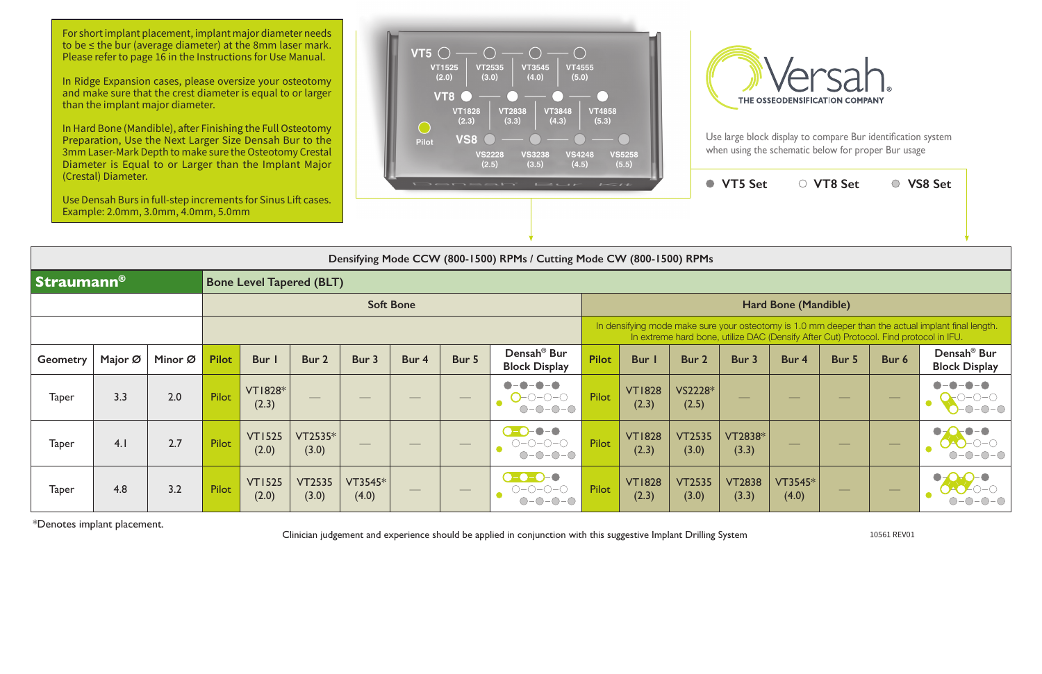For short implant placement, implant major diameter needs to be ≤ the bur (average diameter) at the 8mm laser mark. Please refer to page 16 in the Instructions for Use Manual.

In Ridge Expansion cases, please oversize your osteotomy and make sure that the crest diameter is equal to or larger than the implant major diameter.

In Hard Bone (Mandible), after Finishing the Full Osteotomy Preparation, Use the Next Larger Size Densah Bur to the 3mm Laser-Mark Depth to make sure the Osteotomy Crestal Diameter is Equal to or Larger than the Implant Major (Crestal) Diameter.

Use Densah Burs in full-step increments for Sinus Lift cases. Example: 2.0mm, 3.0mm, 4.0mm, 5.0mm

VT5: VT1525 (2.0), VT2535 (3.0), VT3545 (4.0), VT4555 (5.0)

VT8: VT1828 (2.3), VT2838 (3.3), VT3848 (4.3), VT4858 (5.3)

VS8: VS2228 (2.5), VS3238 (3.5), VS4248 (4.5), VS5258 (5.5)

Pilot

Densah Bur Kit

Versah® THE OSSEODENSIFICATION COMPANY

Use large block display to compare Bur identification system when using the schematic below for proper Bur usage

● VT5 Set ○ VT8 Set ○ VS8 Set

| Densifying Mode CCW (800-1500) RPMs / Cutting Mode CW (800-1500) RPMs | | | | | | | | | | | | | | | | | | |
|---|---|---|---|---|---|---|---|---|---|---|---|---|---|---|---|---|---|---|
| **Straumann®** | | | Bone Level Tapered (BLT) | | | | | | | | | | | | | | | |
| | | | Soft Bone | | | | | | | Hard Bone (Mandible) | | | | | | | | |
| | | | | | | | | | | In densifying mode make sure your osteotomy is 1.0 mm deeper than the actual implant final length. In extreme hard bone, utilize DAC (Densify After Cut) Protocol. Find protocol in IFU. | | | | | | | | |
| Geometry | Major Ø | Minor Ø | Pilot | Bur 1 | Bur 2 | Bur 3 | Bur 4 | Bur 5 | Densah® Bur Block Display | Pilot | Bur 1 | Bur 2 | Bur 3 | Bur 4 | Bur 5 | Bur 6 | Densah® Bur Block Display |
| Taper | 3.3 | 2.0 | Pilot | VT1828* (2.3) | — | — | — | — | | Pilot | VT1828 (2.3) | VS2228* (2.5) | — | — | — | — | |
| Taper | 4.1 | 2.7 | Pilot | VT1525 (2.0) | VT2535* (3.0) | — | — | — | | Pilot | VT1828 (2.3) | VT2535 (3.0) | VT2838* (3.3) | — | — | — | |
| Taper | 4.8 | 3.2 | Pilot | VT1525 (2.0) | VT2535 (3.0) | VT3545* (4.0) | — | — | | Pilot | VT1828 (2.3) | VT2535 (3.0) | VT2838 (3.3) | VT3545* (4.0) | — | — | |

*Denotes implant placement.

Clinician judgement and experience should be applied in conjunction with this suggestive Implant Drilling System

10561 REV01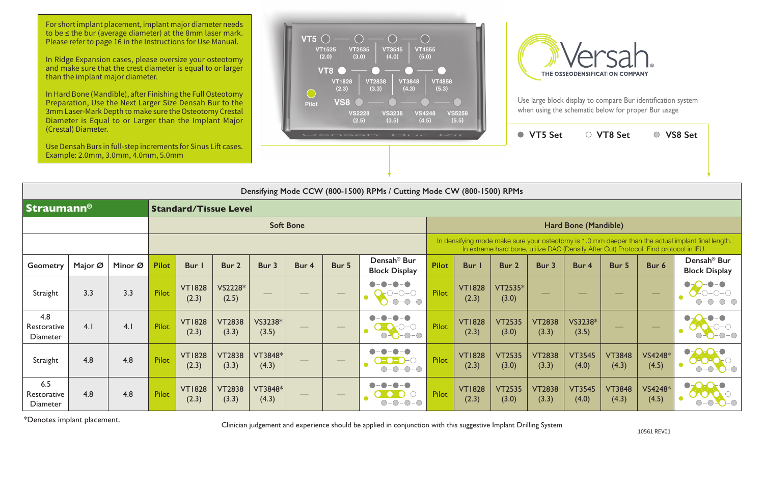For short implant placement, implant major diameter needs to be ≤ the bur (average diameter) at the 8mm laser mark. Please refer to page 16 in the Instructions for Use Manual.

In Ridge Expansion cases, please oversize your osteotomy and make sure that the crest diameter is equal to or larger than the implant major diameter.

In Hard Bone (Mandible), after Finishing the Full Osteotomy Preparation, Use the Next Larger Size Densah Bur to the 3mm Laser-Mark Depth to make sure the Osteotomy Crestal Diameter is Equal to or Larger than the Implant Major (Crestal) Diameter.

Use Densah Burs in full-step increments for Sinus Lift cases. Example: 2.0mm, 3.0mm, 4.0mm, 5.0mm

VT5: VT1525 (2.0) — VT2535 (3.0) — VT3545 (4.0) — VT4555 (5.0)

VT8: VT1828 (2.3) — VT2838 (3.3) — VT3848 (4.3) — VT4858 (5.3)

Pilot

VS8: VS2228 (2.5) — VS3238 (3.5) — VS4248 (4.5) — VS5258 (5.5)

Densah Bur Kit

Versah® THE OSSEODENSIFICATION COMPANY

Use large block display to compare Bur identification system when using the schematic below for proper Bur usage

● VT5 Set ○ VT8 Set ● VS8 Set

**Densifying Mode CCW (800-1500) RPMs / Cutting Mode CW (800-1500) RPMs**

| **Straumann®** | | | **Standard/Tissue Level** | | | | | | | | | | | | | | |
|---|---|---|---|---|---|---|---|---|---|---|---|---|---|---|---|---|---|
| | | | Soft Bone | | | | | | | Hard Bone (Mandible) | | | | | | | |
| | | | | | | | | | | In densifying mode make sure your osteotomy is 1.0 mm deeper than the actual implant final length. In extreme hard bone, utilize DAC (Densify After Cut) Protocol. Find protocol in IFU. | | | | | | | |
| Geometry | Major Ø | Minor Ø | Pilot | Bur 1 | Bur 2 | Bur 3 | Bur 4 | Bur 5 | Densah® Bur Block Display | Pilot | Bur 1 | Bur 2 | Bur 3 | Bur 4 | Bur 5 | Bur 6 | Densah® Bur Block Display |
| Straight | 3.3 | 3.3 | Pilot | VT1828 (2.3) | VS2228* (2.5) | — | — | — | | Pilot | VT1828 (2.3) | VT2535* (3.0) | — | — | — | — | |
| 4.8 Restorative Diameter | 4.1 | 4.1 | Pilot | VT1828 (2.3) | VT2838 (3.3) | VS3238* (3.5) | — | — | | Pilot | VT1828 (2.3) | VT2535 (3.0) | VT2838 (3.3) | VS3238* (3.5) | — | — | |
| Straight | 4.8 | 4.8 | Pilot | VT1828 (2.3) | VT2838 (3.3) | VT3848* (4.3) | — | — | | Pilot | VT1828 (2.3) | VT2535 (3.0) | VT2838 (3.3) | VT3545 (4.0) | VT3848 (4.3) | VS4248* (4.5) | |
| 6.5 Restorative Diameter | 4.8 | 4.8 | Pilot | VT1828 (2.3) | VT2838 (3.3) | VT3848* (4.3) | — | — | | Pilot | VT1828 (2.3) | VT2535 (3.0) | VT2838 (3.3) | VT3545 (4.0) | VT3848 (4.3) | VS4248* (4.5) | |

*Denotes implant placement.

Clinician judgement and experience should be applied in conjunction with this suggestive Implant Drilling System

10561 REV01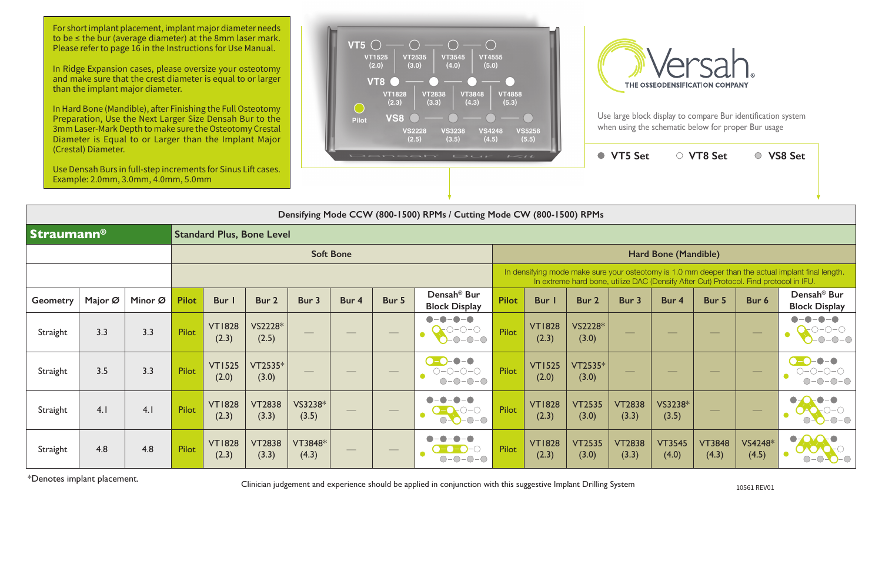For short implant placement, implant major diameter needs to be ≤ the bur (average diameter) at the 8mm laser mark. Please refer to page 16 in the Instructions for Use Manual.

In Ridge Expansion cases, please oversize your osteotomy and make sure that the crest diameter is equal to or larger than the implant major diameter.

In Hard Bone (Mandible), after Finishing the Full Osteotomy Preparation, Use the Next Larger Size Densah Bur to the 3mm Laser-Mark Depth to make sure the Osteotomy Crestal Diameter is Equal to or Larger than the Implant Major (Crestal) Diameter.

Use Densah Burs in full-step increments for Sinus Lift cases. Example: 2.0mm, 3.0mm, 4.0mm, 5.0mm

| | | | |
|---|---|---|---|
| VT5 | VT1525 (2.0) | VT2535 (3.0) | VT3545 (4.0) | VT4555 (5.0) |
| VT8 | VT1828 (2.3) | VT2838 (3.3) | VT3848 (4.3) | VT4858 (5.3) |
| VS8 | VS2228 (2.5) | VS3238 (3.5) | VS4248 (4.5) | VS5258 (5.5) |

Pilot

Densah Bur Kit

# Versah

THE OSSEODENSIFICATION COMPANY

Use large block display to compare Bur identification system when using the schematic below for proper Bur usage

● VT5 Set ○ VT8 Set ◎ VS8 Set

**Densifying Mode CCW (800-1500) RPMs / Cutting Mode CW (800-1500) RPMs**

| **Straumann®** | | | Standard Plus, Bone Level | | | | | | | | | | | | | | |
|---|---|---|---|---|---|---|---|---|---|---|---|---|---|---|---|---|---|
| | | | Soft Bone | | | | | | | Hard Bone (Mandible) | | | | | | | |
| | | | | | | | | | | In densifying mode make sure your osteotomy is 1.0 mm deeper than the actual implant final length. In extreme hard bone, utilize DAC (Densify After Cut) Protocol. Find protocol in IFU. | | | | | | | |
| Geometry | Major Ø | Minor Ø | Pilot | Bur 1 | Bur 2 | Bur 3 | Bur 4 | Bur 5 | Densah® Bur Block Display | Pilot | Bur 1 | Bur 2 | Bur 3 | Bur 4 | Bur 5 | Bur 6 | Densah® Bur Block Display |
| Straight | 3.3 | 3.3 | Pilot | VT1828 (2.3) | VS2228* (2.5) | — | — | — | | Pilot | VT1828 (2.3) | VS2228* (3.0) | — | — | — | — | |
| Straight | 3.5 | 3.3 | Pilot | VT1525 (2.0) | VT2535* (3.0) | — | — | — | | Pilot | VT1525 (2.0) | VT2535* (3.0) | — | — | — | — | |
| Straight | 4.1 | 4.1 | Pilot | VT1828 (2.3) | VT2838 (3.3) | VS3238* (3.5) | — | — | | Pilot | VT1828 (2.3) | VT2535 (3.0) | VT2838 (3.3) | VS3238* (3.5) | — | — | |
| Straight | 4.8 | 4.8 | Pilot | VT1828 (2.3) | VT2838 (3.3) | VT3848* (4.3) | — | — | | Pilot | VT1828 (2.3) | VT2535 (3.0) | VT2838 (3.3) | VT3545 (4.0) | VT3848 (4.3) | VS4248* (4.5) | |

*Denotes implant placement.

Clinician judgement and experience should be applied in conjunction with this suggestive Implant Drilling System

10561 REV01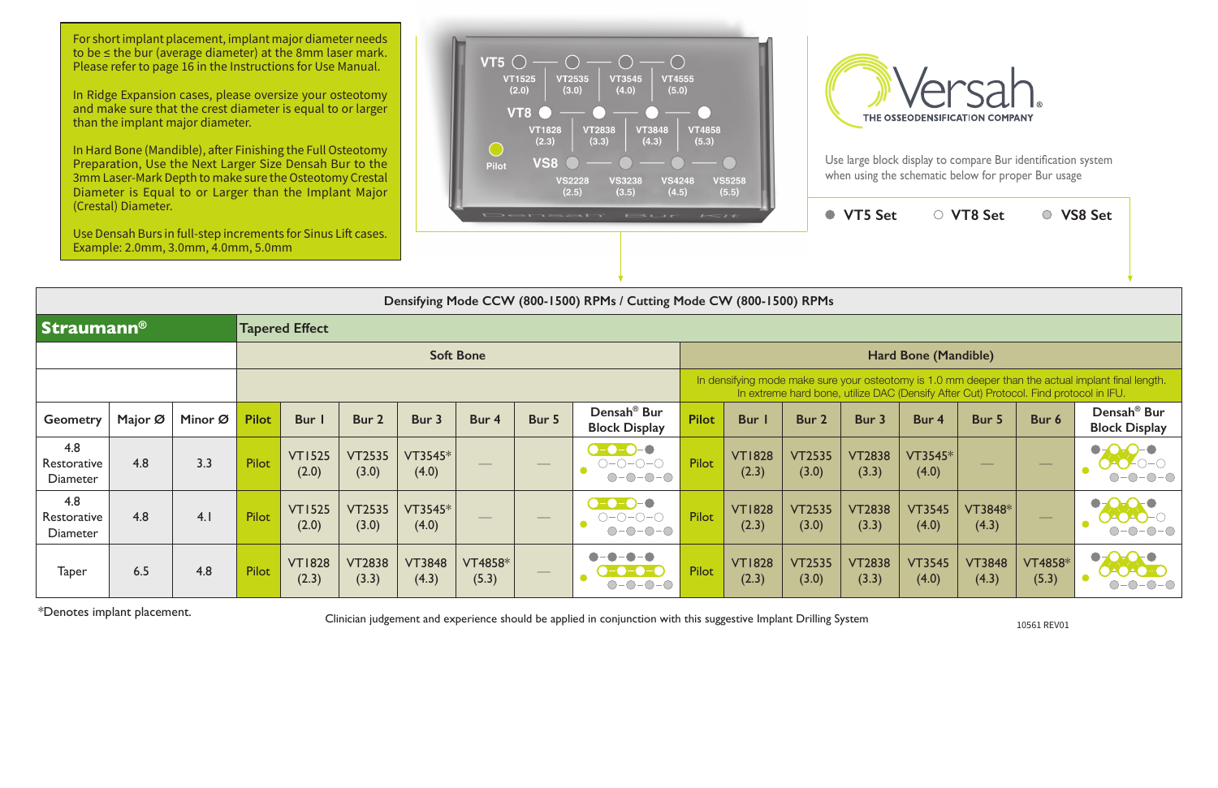For short implant placement, implant major diameter needs to be ≤ the bur (average diameter) at the 8mm laser mark. Please refer to page 16 in the Instructions for Use Manual.

In Ridge Expansion cases, please oversize your osteotomy and make sure that the crest diameter is equal to or larger than the implant major diameter.

In Hard Bone (Mandible), after Finishing the Full Osteotomy Preparation, Use the Next Larger Size Densah Bur to the 3mm Laser-Mark Depth to make sure the Osteotomy Crestal Diameter is Equal to or Larger than the Implant Major (Crestal) Diameter.

Use Densah Burs in full-step increments for Sinus Lift cases. Example: 2.0mm, 3.0mm, 4.0mm, 5.0mm

VT5: VT1525 (2.0) — VT2535 (3.0) — VT3545 (4.0) — VT4555 (5.0)

VT8: VT1828 (2.3) — VT2838 (3.3) — VT3848 (4.3) — VT4858 (5.3)

Pilot

VS8: VS2228 (2.5) — VS3238 (3.5) — VS4248 (4.5) — VS5258 (5.5)

Densah Bur Kit

Versah®
THE OSSEODENSIFICATION COMPANY

Use large block display to compare Bur identification system when using the schematic below for proper Bur usage

● VT5 Set ○ VT8 Set ● VS8 Set

**Densifying Mode CCW (800-1500) RPMs / Cutting Mode CW (800-1500) RPMs**

| **Straumann®** | | | **Tapered Effect** | | | | | | | | | | | | | | |
|---|---|---|---|---|---|---|---|---|---|---|---|---|---|---|---|---|---|
| | | | **Soft Bone** | | | | | | | **Hard Bone (Mandible)** | | | | | | | |
| | | | | | | | | | | In densifying mode make sure your osteotomy is 1.0 mm deeper than the actual implant final length. In extreme hard bone, utilize DAC (Densify After Cut) Protocol. Find protocol in IFU. | | | | | | | |
| **Geometry** | **Major Ø** | **Minor Ø** | **Pilot** | **Bur 1** | **Bur 2** | **Bur 3** | **Bur 4** | **Bur 5** | **Densah® Bur Block Display** | **Pilot** | **Bur 1** | **Bur 2** | **Bur 3** | **Bur 4** | **Bur 5** | **Bur 6** | **Densah® Bur Block Display** |
| 4.8 Restorative Diameter | 4.8 | 3.3 | Pilot | VT1525 (2.0) | VT2535 (3.0) | VT3545* (4.0) | — | — | | Pilot | VT1828 (2.3) | VT2535 (3.0) | VT2838 (3.3) | VT3545* (4.0) | — | — | |
| 4.8 Restorative Diameter | 4.8 | 4.1 | Pilot | VT1525 (2.0) | VT2535 (3.0) | VT3545* (4.0) | — | — | | Pilot | VT1828 (2.3) | VT2535 (3.0) | VT2838 (3.3) | VT3545 (4.0) | VT3848* (4.3) | — | |
| Taper | 6.5 | 4.8 | Pilot | VT1828 (2.3) | VT2838 (3.3) | VT3848 (4.3) | VT4858* (5.3) | — | | Pilot | VT1828 (2.3) | VT2535 (3.0) | VT2838 (3.3) | VT3545 (4.0) | VT3848 (4.3) | VT4858* (5.3) | |

*Denotes implant placement.

Clinician judgement and experience should be applied in conjunction with this suggestive Implant Drilling System

10561 REV01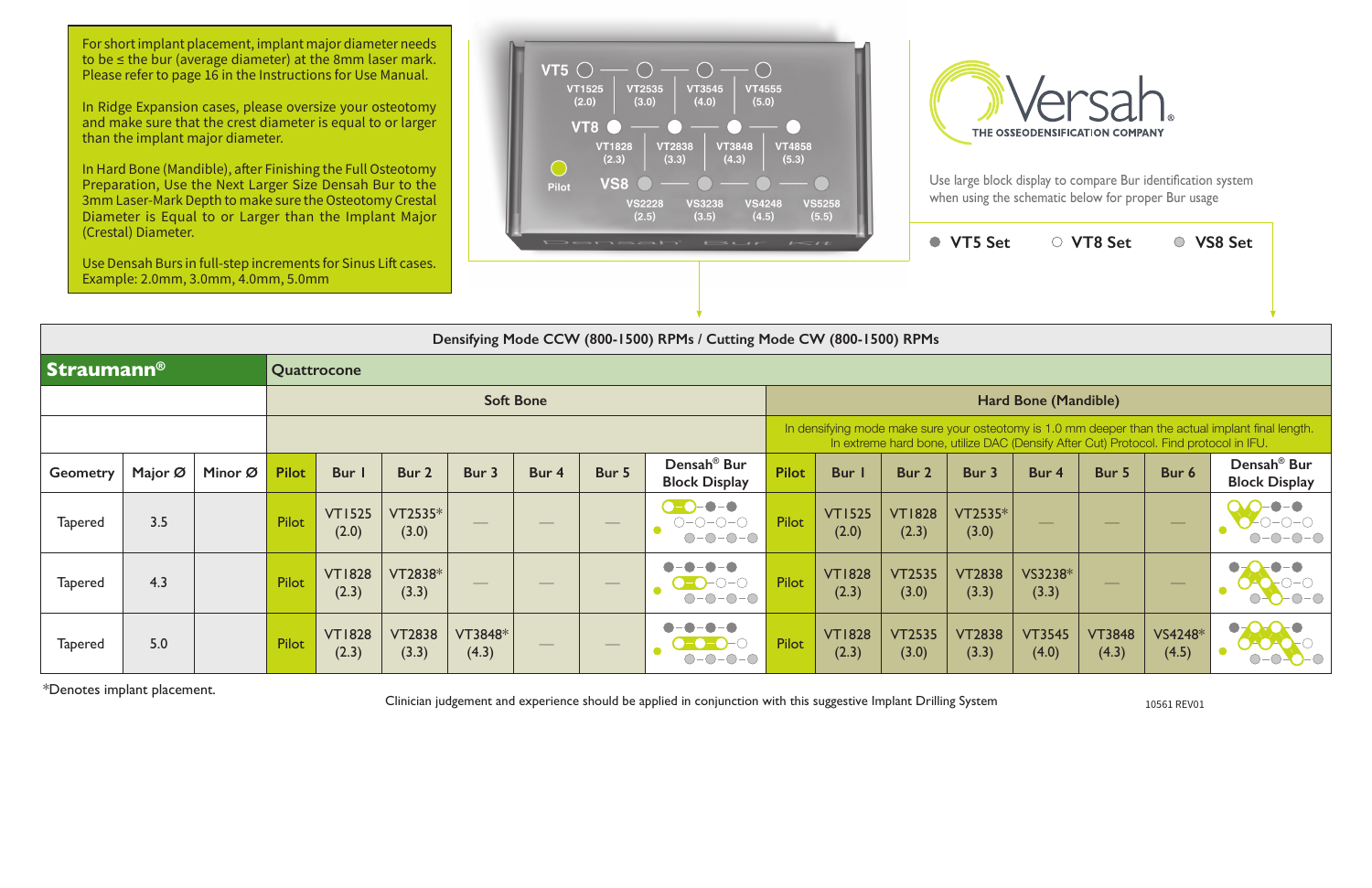For short implant placement, implant major diameter needs to be ≤ the bur (average diameter) at the 8mm laser mark. Please refer to page 16 in the Instructions for Use Manual.

In Ridge Expansion cases, please oversize your osteotomy and make sure that the crest diameter is equal to or larger than the implant major diameter.

In Hard Bone (Mandible), after Finishing the Full Osteotomy Preparation, Use the Next Larger Size Densah Bur to the 3mm Laser-Mark Depth to make sure the Osteotomy Crestal Diameter is Equal to or Larger than the Implant Major (Crestal) Diameter.

Use Densah Burs in full-step increments for Sinus Lift cases. Example: 2.0mm, 3.0mm, 4.0mm, 5.0mm

VT5: VT1525 (2.0), VT2535 (3.0), VT3545 (4.0), VT4555 (5.0)
VT8: VT1828 (2.3), VT2838 (3.3), VT3848 (4.3), VT4858 (5.3)
VS8: VS2228 (2.5), VS3238 (3.5), VS4248 (4.5), VS5258 (5.5)
Pilot

Densah Bur Kit

Versah® THE OSSEODENSIFICATION COMPANY

Use large block display to compare Bur identification system when using the schematic below for proper Bur usage

● VT5 Set ○ VT8 Set ● VS8 Set

**Densifying Mode CCW (800-1500) RPMs / Cutting Mode CW (800-1500) RPMs**

| **Straumann®** | | | Quattrocone | | | | | | | | | | | | | | |
|---|---|---|---|---|---|---|---|---|---|---|---|---|---|---|---|---|---|
| | | | Soft Bone | | | | | | | Hard Bone (Mandible) | | | | | | | |
| | | | | | | | | | | In densifying mode make sure your osteotomy is 1.0 mm deeper than the actual implant final length. In extreme hard bone, utilize DAC (Densify After Cut) Protocol. Find protocol in IFU. | | | | | | | |
| Geometry | Major Ø | Minor Ø | Pilot | Bur 1 | Bur 2 | Bur 3 | Bur 4 | Bur 5 | Densah® Bur Block Display | Pilot | Bur 1 | Bur 2 | Bur 3 | Bur 4 | Bur 5 | Bur 6 | Densah® Bur Block Display |
| Tapered | 3.5 | | Pilot | VT1525 (2.0) | VT2535* (3.0) | — | — | — | | Pilot | VT1525 (2.0) | VT1828 (2.3) | VT2535* (3.0) | — | — | — | |
| Tapered | 4.3 | | Pilot | VT1828 (2.3) | VT2838* (3.3) | — | — | — | | Pilot | VT1828 (2.3) | VT2535 (3.0) | VT2838 (3.3) | VS3238* (3.3) | — | — | |
| Tapered | 5.0 | | Pilot | VT1828 (2.3) | VT2838 (3.3) | VT3848* (4.3) | — | — | | Pilot | VT1828 (2.3) | VT2535 (3.0) | VT2838 (3.3) | VT3545 (4.0) | VT3848 (4.3) | VS4248* (4.5) | |

*Denotes implant placement.

Clinician judgement and experience should be applied in conjunction with this suggestive Implant Drilling System

10561 REV01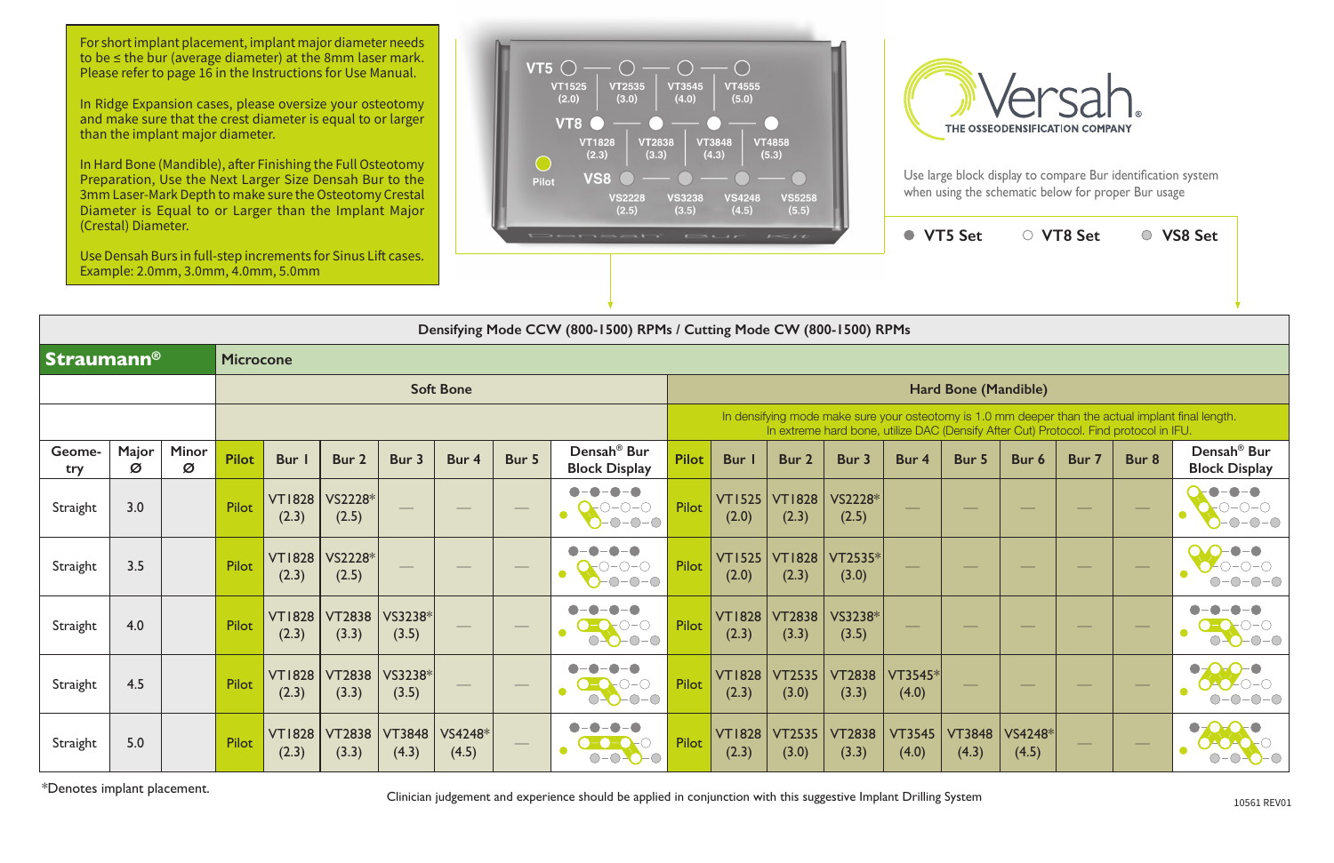For short implant placement, implant major diameter needs to be ≤ the bur (average diameter) at the 8mm laser mark. Please refer to page 16 in the Instructions for Use Manual.

In Ridge Expansion cases, please oversize your osteotomy and make sure that the crest diameter is equal to or larger than the implant major diameter.

In Hard Bone (Mandible), after Finishing the Full Osteotomy Preparation, Use the Next Larger Size Densah Bur to the 3mm Laser-Mark Depth to make sure the Osteotomy Crestal Diameter is Equal to or Larger than the Implant Major (Crestal) Diameter.

Use Densah Burs in full-step increments for Sinus Lift cases. Example: 2.0mm, 3.0mm, 4.0mm, 5.0mm

VT5: VT1525 (2.0), VT2535 (3.0), VT3545 (4.0), VT4555 (5.0)
VT8: VT1828 (2.3), VT2838 (3.3), VT3848 (4.3), VT4858 (5.3)
Pilot
VS8: VS2228 (2.5), VS3238 (3.5), VS4248 (4.5), VS5258 (5.5)

Densah Bur Kit

**Versah** THE OSSEODENSIFICATION COMPANY

Use large block display to compare Bur identification system when using the schematic below for proper Bur usage

● VT5 Set ○ VT8 Set ◌ VS8 Set

Densifying Mode CCW (800-1500) RPMs / Cutting Mode CW (800-1500) RPMs

| **Straumann®** | | | Microcone | | | | | | | | | | | | | | | | | |
|---|---|---|---|---|---|---|---|---|---|---|---|---|---|---|---|---|---|---|---|---|
| | | | Soft Bone | | | | | | | Hard Bone (Mandible) | | | | | | | | | | |
| | | | | | | | | | | In densifying mode make sure your osteotomy is 1.0 mm deeper than the actual implant final length. In extreme hard bone, utilize DAC (Densify After Cut) Protocol. Find protocol in IFU. | | | | | | | | | | |
| Geometry | Major Ø | Minor Ø | Pilot | Bur 1 | Bur 2 | Bur 3 | Bur 4 | Bur 5 | Densah® Bur Block Display | Pilot | Bur 1 | Bur 2 | Bur 3 | Bur 4 | Bur 5 | Bur 6 | Bur 7 | Bur 8 | Densah® Bur Block Display |
| Straight | 3.0 | | Pilot | VT1828 (2.3) | VS2228* (2.5) | — | — | — | | Pilot | VT1525 (2.0) | VT1828 (2.3) | VS2228* (2.5) | — | — | — | — | — | |
| Straight | 3.5 | | Pilot | VT1828 (2.3) | VS2228* (2.5) | — | — | — | | Pilot | VT1525 (2.0) | VT1828 (2.3) | VT2535* (3.0) | — | — | — | — | — | |
| Straight | 4.0 | | Pilot | VT1828 (2.3) | VT2838 (3.3) | VS3238* (3.5) | — | — | | Pilot | VT1828 (2.3) | VT2838 (3.3) | VS3238* (3.5) | — | — | — | — | — | |
| Straight | 4.5 | | Pilot | VT1828 (2.3) | VT2838 (3.3) | VS3238* (3.5) | — | — | | Pilot | VT1828 (2.3) | VT2535 (3.0) | VT2838 (3.3) | VT3545* (4.0) | — | — | — | — | |
| Straight | 5.0 | | Pilot | VT1828 (2.3) | VT2838 (3.3) | VT3848 (4.3) | VS4248* (4.5) | — | | Pilot | VT1828 (2.3) | VT2535 (3.0) | VT2838 (3.3) | VT3545 (4.0) | VT3848 (4.3) | VS4248* (4.5) | — | — | |

*Denotes implant placement.

Clinician judgement and experience should be applied in conjunction with this suggestive Implant Drilling System

10561 REV01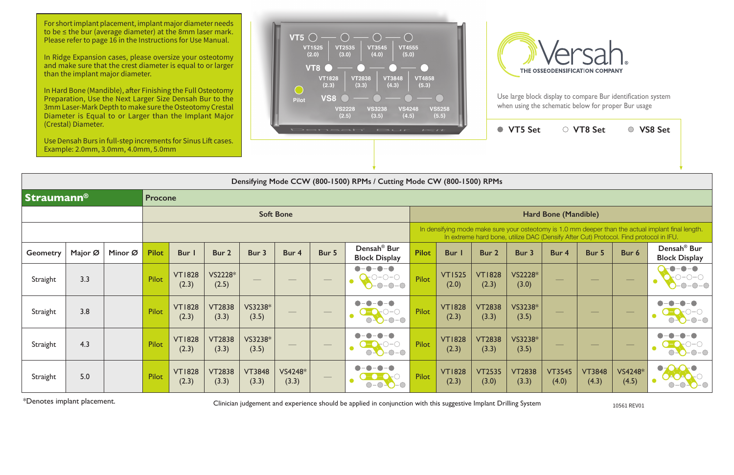For short implant placement, implant major diameter needs to be ≤ the bur (average diameter) at the 8mm laser mark. Please refer to page 16 in the Instructions for Use Manual.

In Ridge Expansion cases, please oversize your osteotomy and make sure that the crest diameter is equal to or larger than the implant major diameter.

In Hard Bone (Mandible), after Finishing the Full Osteotomy Preparation, Use the Next Larger Size Densah Bur to the 3mm Laser-Mark Depth to make sure the Osteotomy Crestal Diameter is Equal to or Larger than the Implant Major (Crestal) Diameter.

Use Densah Burs in full-step increments for Sinus Lift cases. Example: 2.0mm, 3.0mm, 4.0mm, 5.0mm

VT5: VT1525 (2.0) — VT2535 (3.0) — VT3545 (4.0) — VT4555 (5.0)

VT8: VT1828 (2.3) — VT2838 (3.3) — VT3848 (4.3) — VT4858 (5.3)

Pilot

VS8: VS2228 (2.5) — VS3238 (3.5) — VS4248 (4.5) — VS5258 (5.5)

Densah Bur Kit

Versah® THE OSSEODENSIFICATION COMPANY

Use large block display to compare Bur identification system when using the schematic below for proper Bur usage

● VT5 Set ○ VT8 Set ◎ VS8 Set

Densifying Mode CCW (800-1500) RPMs / Cutting Mode CW (800-1500) RPMs

| Straumann® | | | Procone | | | | | | | | | | | | | | |
|---|---|---|---|---|---|---|---|---|---|---|---|---|---|---|---|---|---|
| | | | Soft Bone | | | | | | | Hard Bone (Mandible) | | | | | | | |
| | | | | | | | | | | In densifying mode make sure your osteotomy is 1.0 mm deeper than the actual implant final length. In extreme hard bone, utilize DAC (Densify After Cut) Protocol. Find protocol in IFU. | | | | | | | |
| Geometry | Major Ø | Minor Ø | Pilot | Bur 1 | Bur 2 | Bur 3 | Bur 4 | Bur 5 | Densah® Bur Block Display | Pilot | Bur 1 | Bur 2 | Bur 3 | Bur 4 | Bur 5 | Bur 6 | Densah® Bur Block Display |
| Straight | 3.3 | | Pilot | VT1828 (2.3) | VS2228* (2.5) | — | — | — | | Pilot | VT1525 (2.0) | VT1828 (2.3) | VS2228* (3.0) | — | — | — | |
| Straight | 3.8 | | Pilot | VT1828 (2.3) | VT2838 (3.3) | VS3238* (3.5) | — | — | | Pilot | VT1828 (2.3) | VT2838 (3.3) | VS3238* (3.5) | — | — | — | |
| Straight | 4.3 | | Pilot | VT1828 (2.3) | VT2838 (3.3) | VS3238* (3.5) | — | — | | Pilot | VT1828 (2.3) | VT2838 (3.3) | VS3238* (3.5) | — | — | — | |
| Straight | 5.0 | | Pilot | VT1828 (2.3) | VT2838 (3.3) | VT3848 (3.3) | VS4248* (3.3) | — | | Pilot | VT1828 (2.3) | VT2535 (3.0) | VT2838 (3.3) | VT3545 (4.0) | VT3848 (4.3) | VS4248* (4.5) | |

*Denotes implant placement.

Clinician judgement and experience should be applied in conjunction with this suggestive Implant Drilling System

10561 REV01